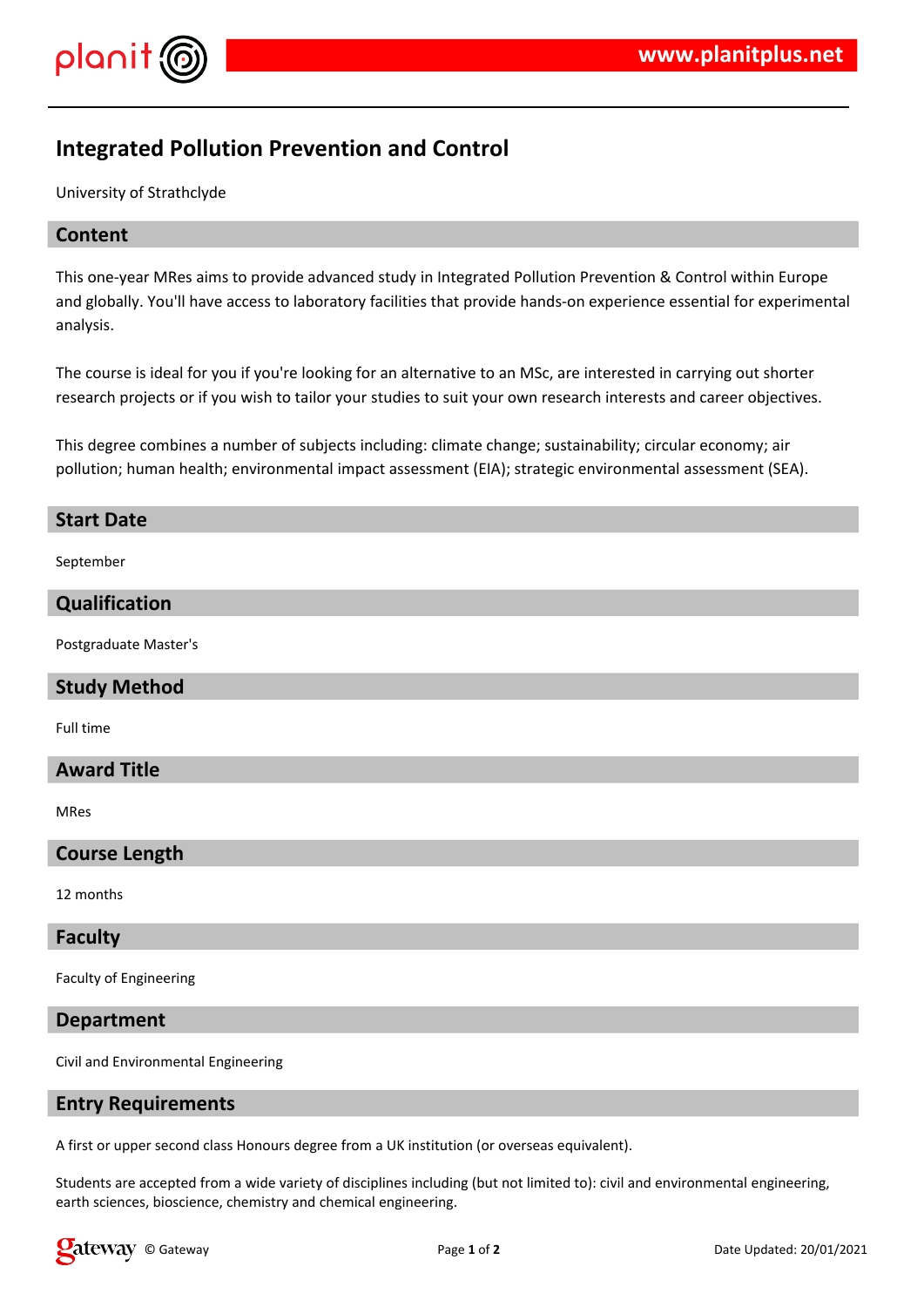# Integrated Pollution Prevention and Control

University of Strathclyde

## Content

This one-year MRes aims to provide advanced study in Integrated Pollution Prevention & Control within Europe and globally. You'll have access to laboratory facilities that provide hands-on experience essential for experimental analysis.

The course is ideal for you if you're looking for an alternative to an MSc, are interested in carrying out shorter research projects or if you wish to tailor your studies to suit your own research interests and career objectives.

This degree combines a number of subjects including: climate change; sustainability; circular economy; air pollution; human health; environmental impact assessment (EIA); strategic environmental assessment (SEA).

## Start Date

September

## Qualification

Postgraduate Master's

## Study Method

Full time

## Award Title

MRes

## Course Length

12 months

## Faculty

Faculty of Engineering

## Department

Civil and Environmental Engineering

## Entry Requirements

A first or upper second class Honours degree from a UK institution (or overseas equivalent).

Students are accepted from a wide variety of disciplines including (but not limited to): civil and environmental engineering, earth sciences, bioscience, chemistry and chemical engineering.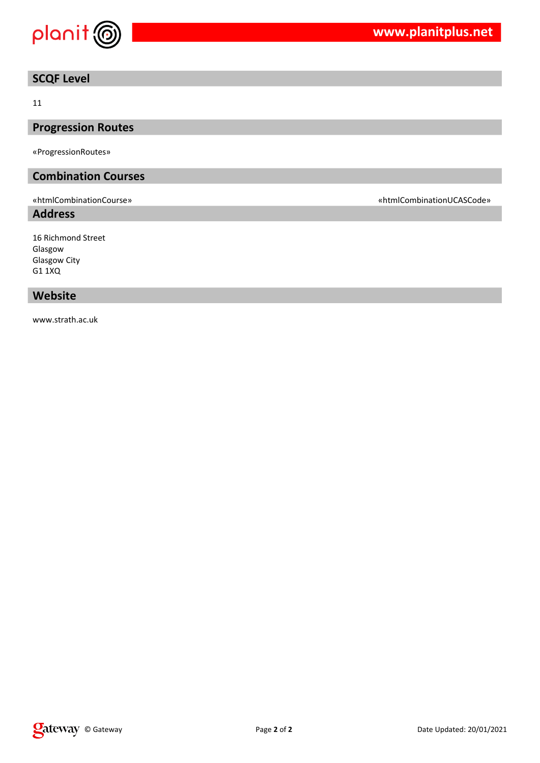## SCQF Level

11

## Progression Routes

«ProgressionRoutes»

## Combination Courses

«htmlCombinationCourse» «htmlCombinationUCASCode»

## Address

16 Richmond Street
Glasgow
Glasgow City
G1 1XQ

## Website

www.strath.ac.uk